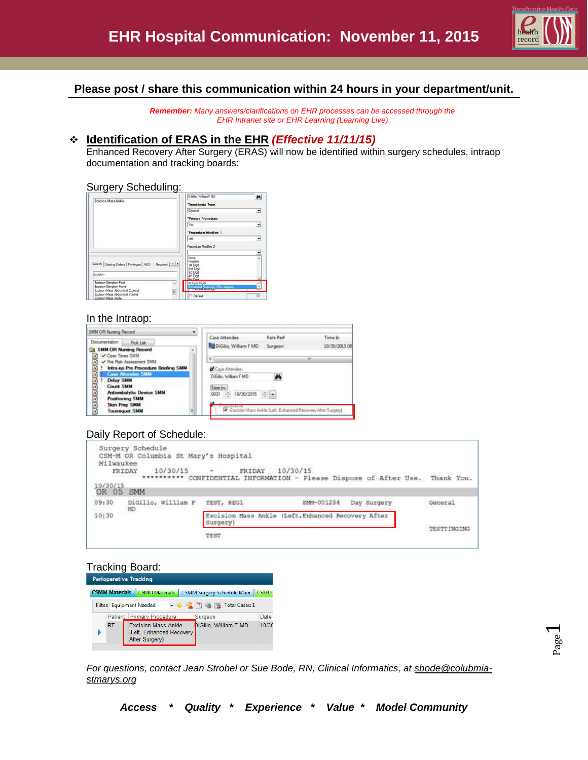# EHR Hospital Communication: November 11, 2015

**Please post / share this communication within 24 hours in your department/unit.**

***Remember:*** *Many answers/clarifications on EHR processes can be accessed through the EHR Intranet site or EHR Learning (Learning Live)*

## ❖ Identification of ERAS in the EHR *(Effective 11/11/15)*

Enhanced Recovery After Surgery (ERAS) will now be identified within surgery schedules, intraop documentation and tracking boards:

Surgery Scheduling:

In the Intraop:

Daily Report of Schedule:

Tracking Board:

*For questions, contact Jean Strobel or Sue Bode, RN, Clinical Informatics, at sbode@colubmia-stmarys.org*

***Access * Quality * Experience * Value * Model Community***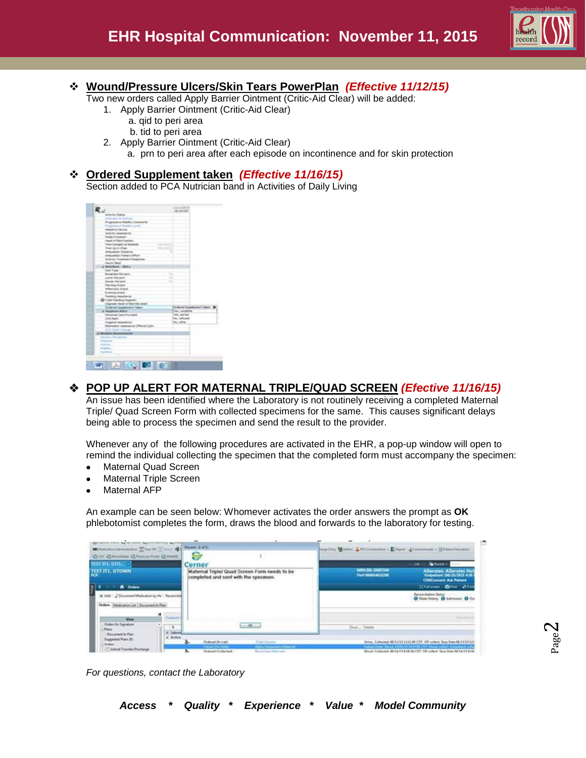# EHR Hospital Communication: November 11, 2015

## Wound/Pressure Ulcers/Skin Tears PowerPlan *(Effective 11/12/15)*

Two new orders called Apply Barrier Ointment (Critic-Aid Clear) will be added:

1. Apply Barrier Ointment (Critic-Aid Clear)
   a. qid to peri area
   b. tid to peri area
2. Apply Barrier Ointment (Critic-Aid Clear)
   a. prn to peri area after each episode on incontinence and for skin protection

## Ordered Supplement taken *(Effective 11/16/15)*

Section added to PCA Nutrician band in Activities of Daily Living

## POP UP ALERT FOR MATERNAL TRIPLE/QUAD SCREEN *(Efective 11/16/15)*

An issue has been identified where the Laboratory is not routinely receiving a completed Maternal Triple/ Quad Screen Form with collected specimens for the same. This causes significant delays being able to process the specimen and send the result to the provider.

Whenever any of the following procedures are activated in the EHR, a pop-up window will open to remind the individual collecting the specimen that the completed form must accompany the specimen:

- Maternal Quad Screen
- Maternal Triple Screen
- Maternal AFP

An example can be seen below: Whomever activates the order answers the prompt as **OK** phlebotomist completes the form, draws the blood and forwards to the laboratory for testing.

*For questions, contact the Laboratory*

***Access * Quality * Experience * Value * Model Community***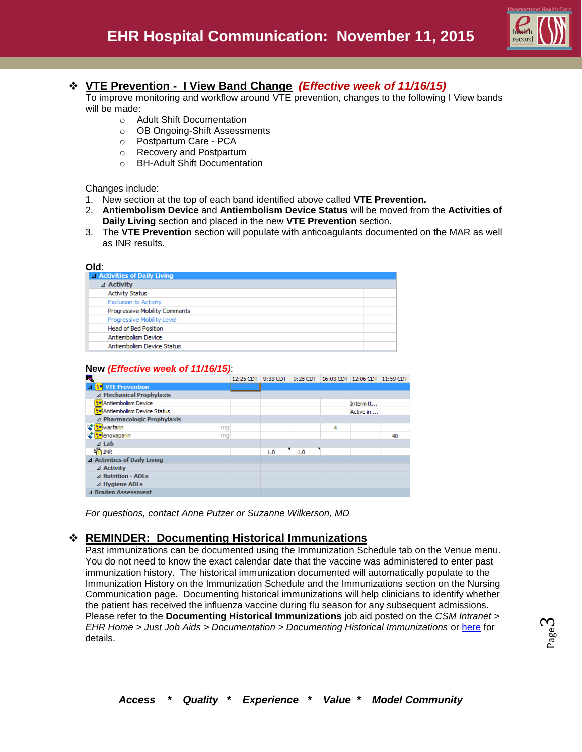# EHR Hospital Communication: November 11, 2015

## VTE Prevention - I View Band Change *(Effective week of 11/16/15)*

To improve monitoring and workflow around VTE prevention, changes to the following I View bands will be made:

- Adult Shift Documentation
- OB Ongoing-Shift Assessments
- Postpartum Care - PCA
- Recovery and Postpartum
- BH-Adult Shift Documentation

Changes include:

1. New section at the top of each band identified above called **VTE Prevention.**
2. **Antiembolism Device** and **Antiembolism Device Status** will be moved from the **Activities of Daily Living** section and placed in the new **VTE Prevention** section.
3. The **VTE Prevention** section will populate with anticoagulants documented on the MAR as well as INR results.

**Old**:

| Activities of Daily Living | |
|---|---|
| Activity | |
| Activity Status | |
| Exclusion to Activity | |
| Progressive Mobility Comments | |
| Progressive Mobility Level | |
| Head of Bed Position | |
| Antiembolism Device | |
| Antiembolism Device Status | |

**New** *(Effective week of 11/16/15)*:

| | 12:25 CDT | 9:33 CDT | 9:28 CDT | 16:03 CDT | 12:06 CDT | 11:59 CDT |
|---|---|---|---|---|---|---|
| VTE Prevention | | | | | | |
| Mechanical Prophylaxis | | | | | | |
| Antiembolism Device | | | | | Intermitt... | |
| Antiembolism Device Status | | | | | Active in ... | |
| Pharmacologic Prophylaxis | | | | | | |
| warfarin mg | | | | 4 | | |
| enoxaparin mg | | | | | | 40 |
| Lab | | | | | | |
| INR | | 1.0 | 1.0 | | | |
| Activities of Daily Living | | | | | | |
| Activity | | | | | | |
| Nutrition - ADLs | | | | | | |
| Hygiene ADLs | | | | | | |
| Braden Assessment | | | | | | |

*For questions, contact Anne Putzer or Suzanne Wilkerson, MD*

## REMINDER: Documenting Historical Immunizations

Past immunizations can be documented using the Immunization Schedule tab on the Venue menu. You do not need to know the exact calendar date that the vaccine was administered to enter past immunization history. The historical immunization documented will automatically populate to the Immunization History on the Immunization Schedule and the Immunizations section on the Nursing Communication page. Documenting historical immunizations will help clinicians to identify whether the patient has received the influenza vaccine during flu season for any subsequent admissions. Please refer to the **Documenting Historical Immunizations** job aid posted on the *CSM Intranet > EHR Home > Just Job Aids > Documentation > Documenting Historical Immunizations* or here for details.

***Access * Quality * Experience * Value * Model Community***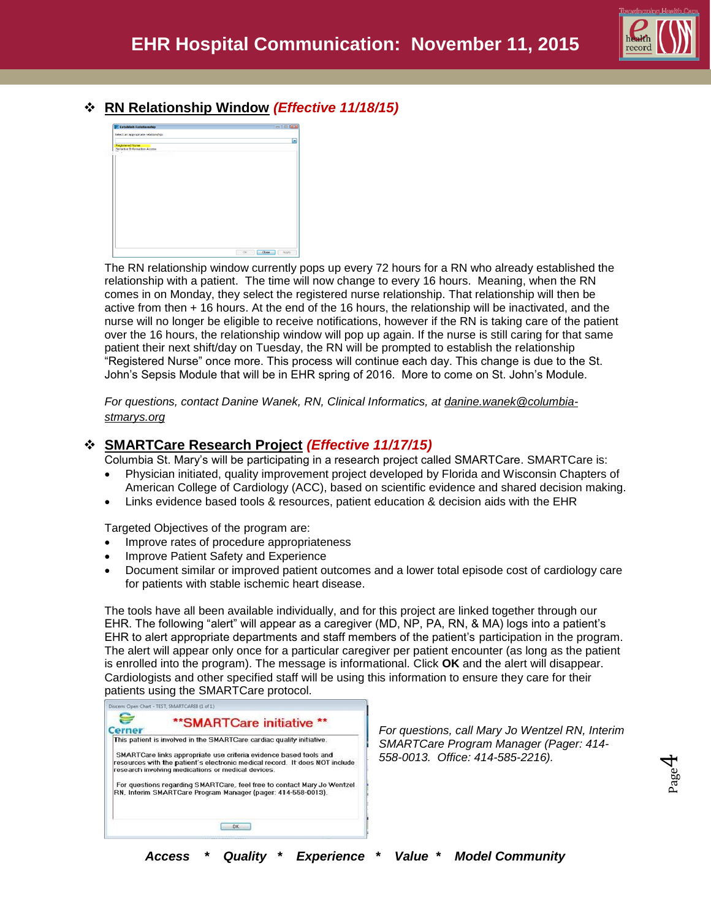# EHR Hospital Communication: November 11, 2015

## RN Relationship Window *(Effective 11/18/15)*

The RN relationship window currently pops up every 72 hours for a RN who already established the relationship with a patient. The time will now change to every 16 hours. Meaning, when the RN comes in on Monday, they select the registered nurse relationship. That relationship will then be active from then + 16 hours. At the end of the 16 hours, the relationship will be inactivated, and the nurse will no longer be eligible to receive notifications, however if the RN is taking care of the patient over the 16 hours, the relationship window will pop up again. If the nurse is still caring for that same patient their next shift/day on Tuesday, the RN will be prompted to establish the relationship "Registered Nurse" once more. This process will continue each day. This change is due to the St. John's Sepsis Module that will be in EHR spring of 2016. More to come on St. John's Module.

*For questions, contact Danine Wanek, RN, Clinical Informatics, at danine.wanek@columbia-stmarys.org*

## SMARTCare Research Project *(Effective 11/17/15)*

Columbia St. Mary's will be participating in a research project called SMARTCare. SMARTCare is:

- Physician initiated, quality improvement project developed by Florida and Wisconsin Chapters of American College of Cardiology (ACC), based on scientific evidence and shared decision making.
- Links evidence based tools & resources, patient education & decision aids with the EHR

Targeted Objectives of the program are:

- Improve rates of procedure appropriateness
- Improve Patient Safety and Experience
- Document similar or improved patient outcomes and a lower total episode cost of cardiology care for patients with stable ischemic heart disease.

The tools have all been available individually, and for this project are linked together through our EHR. The following "alert" will appear as a caregiver (MD, NP, PA, RN, & MA) logs into a patient's EHR to alert appropriate departments and staff members of the patient's participation in the program. The alert will appear only once for a particular caregiver per patient encounter (as long as the patient is enrolled into the program). The message is informational. Click **OK** and the alert will disappear. Cardiologists and other specified staff will be using this information to ensure they care for their patients using the SMARTCare protocol.

*For questions, call Mary Jo Wentzel RN, Interim SMARTCare Program Manager (Pager: 414-558-0013. Office: 414-585-2216).*

***Access * Quality * Experience * Value * Model Community***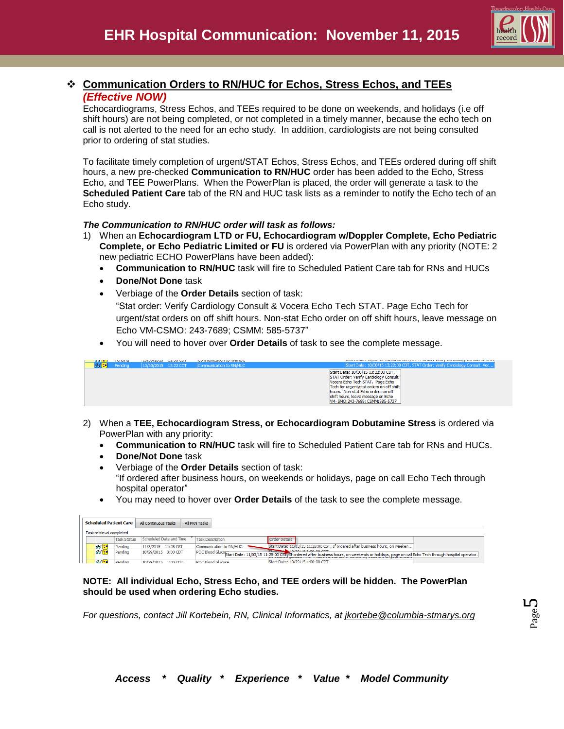# EHR Hospital Communication: November 11, 2015

## Communication Orders to RN/HUC for Echos, Stress Echos, and TEEs

***(Effective NOW)***

Echocardiograms, Stress Echos, and TEEs required to be done on weekends, and holidays (i.e off shift hours) are not being completed, or not completed in a timely manner, because the echo tech on call is not alerted to the need for an echo study. In addition, cardiologists are not being consulted prior to ordering of stat studies.

To facilitate timely completion of urgent/STAT Echos, Stress Echos, and TEEs ordered during off shift hours, a new pre-checked **Communication to RN/HUC** order has been added to the Echo, Stress Echo, and TEE PowerPlans. When the PowerPlan is placed, the order will generate a task to the **Scheduled Patient Care** tab of the RN and HUC task lists as a reminder to notify the Echo tech of an Echo study.

***The Communication to RN/HUC order will task as follows:***

1) When an **Echocardiogram LTD or FU, Echocardiogram w/Doppler Complete, Echo Pediatric Complete, or Echo Pediatric Limited or FU** is ordered via PowerPlan with any priority (NOTE: 2 new pediatric ECHO PowerPlans have been added):
   - **Communication to RN/HUC** task will fire to Scheduled Patient Care tab for RNs and HUCs
   - **Done/Not Done** task
   - Verbiage of the **Order Details** section of task:
     "Stat order: Verify Cardiology Consult & Vocera Echo Tech STAT. Page Echo Tech for urgent/stat orders on off shift hours. Non-stat Echo order on off shift hours, leave message on Echo VM-CSMO: 243-7689; CSMM: 585-5737"
   - You will need to hover over **Order Details** of task to see the complete message.

2) When a **TEE, Echocardiogram Stress, or Echocardiogram Dobutamine Stress** is ordered via PowerPlan with any priority:
   - **Communication to RN/HUC** task will fire to Scheduled Patient Care tab for RNs and HUCs.
   - **Done/Not Done** task
   - Verbiage of the **Order Details** section of task:
     "If ordered after business hours, on weekends or holidays, page on call Echo Tech through hospital operator"
   - You may need to hover over **Order Details** of the task to see the complete message.

**NOTE: All individual Echo, Stress Echo, and TEE orders will be hidden. The PowerPlan should be used when ordering Echo studies.**

*For questions, contact Jill Kortebein, RN, Clinical Informatics, at jkortebe@columbia-stmarys.org*

***Access * Quality * Experience * Value * Model Community***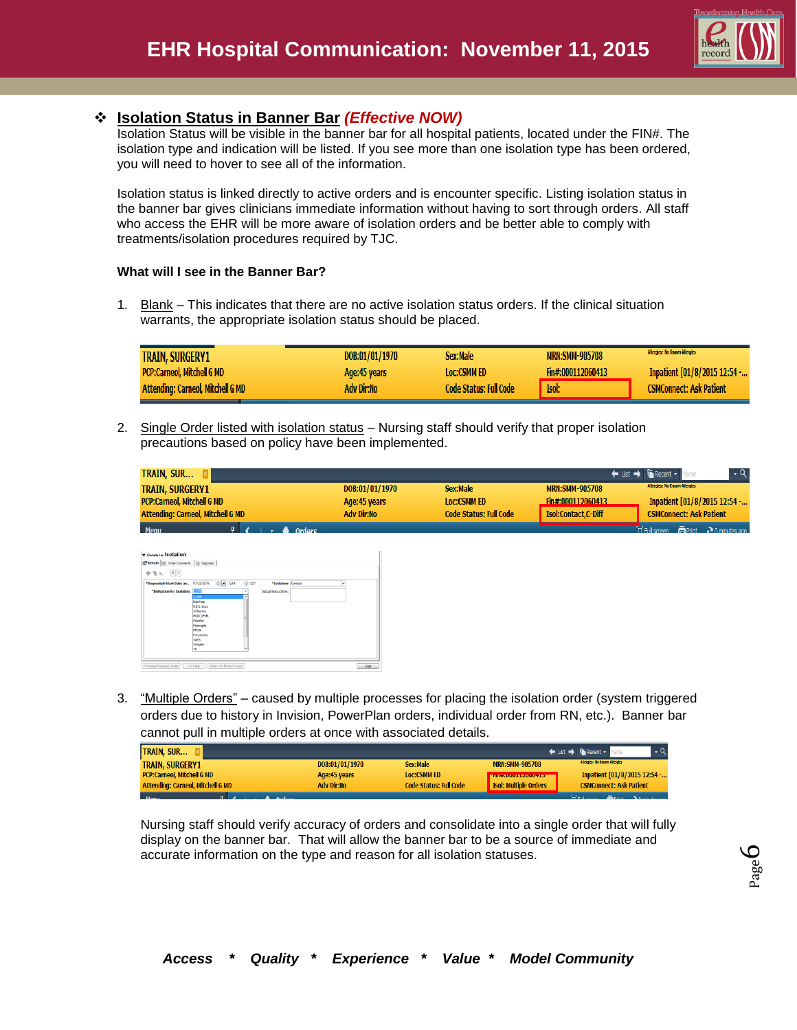## ❖ Isolation Status in Banner Bar *(Effective NOW)*

Isolation Status will be visible in the banner bar for all hospital patients, located under the FIN#. The isolation type and indication will be listed. If you see more than one isolation type has been ordered, you will need to hover to see all of the information.

Isolation status is linked directly to active orders and is encounter specific. Listing isolation status in the banner bar gives clinicians immediate information without having to sort through orders. All staff who access the EHR will be more aware of isolation orders and be better able to comply with treatments/isolation procedures required by TJC.

**What will I see in the Banner Bar?**

1. Blank – This indicates that there are no active isolation status orders. If the clinical situation warrants, the appropriate isolation status should be placed.

2. Single Order listed with isolation status – Nursing staff should verify that proper isolation precautions based on policy have been implemented.

3. "Multiple Orders" – caused by multiple processes for placing the isolation order (system triggered orders due to history in Invision, PowerPlan orders, individual order from RN, etc.). Banner bar cannot pull in multiple orders at once with associated details.

   Nursing staff should verify accuracy of orders and consolidate into a single order that will fully display on the banner bar. That will allow the banner bar to be a source of immediate and accurate information on the type and reason for all isolation statuses.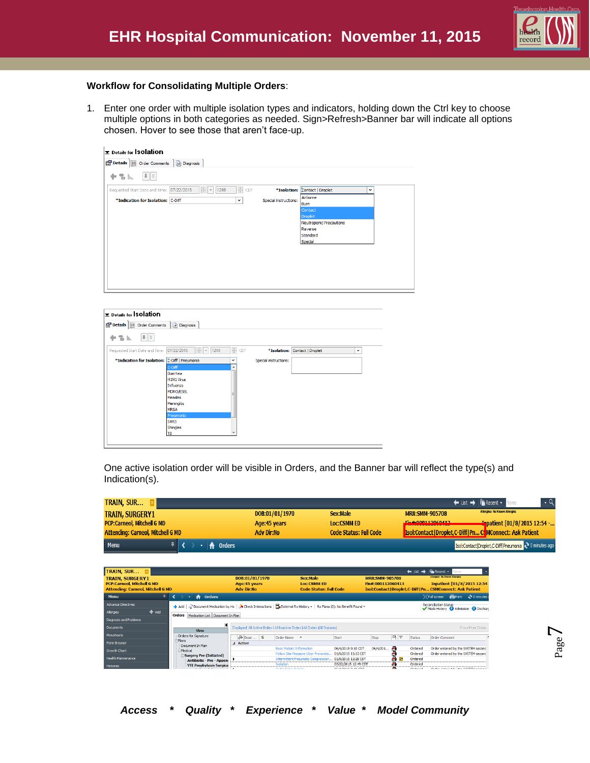**Workflow for Consolidating Multiple Orders**:

1. Enter one order with multiple isolation types and indicators, holding down the Ctrl key to choose multiple options in both categories as needed. Sign>Refresh>Banner bar will indicate all options chosen. Hover to see those that aren't face-up.

One active isolation order will be visible in Orders, and the Banner bar will reflect the type(s) and Indication(s).

*Access * Quality * Experience * Value * Model Community*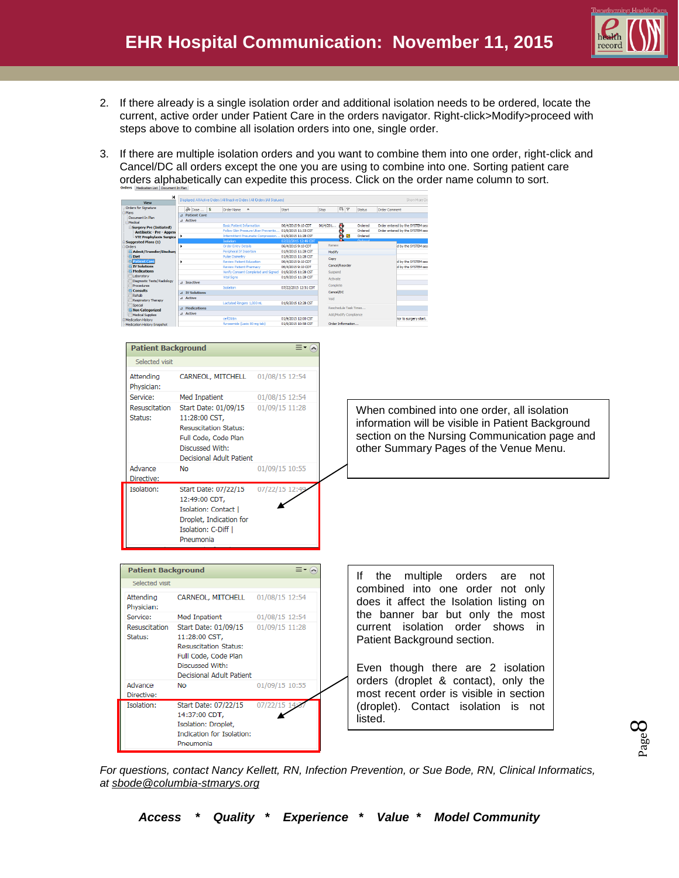# EHR Hospital Communication: November 11, 2015

2. If there already is a single isolation order and additional isolation needs to be ordered, locate the current, active order under Patient Care in the orders navigator. Right-click>Modify>proceed with steps above to combine all isolation orders into one, single order.

3. If there are multiple isolation orders and you want to combine them into one order, right-click and Cancel/DC all orders except the one you are using to combine into one. Sorting patient care orders alphabetically can expedite this process. Click on the order name column to sort.

**Patient Background**

Selected visit

| | | |
|---|---|---|
| Attending Physician: | CARNEOL, MITCHELL | 01/08/15 12:54 |
| Service: | Med Inpatient | 01/08/15 12:54 |
| Resuscitation Status: | Start Date: 01/09/15 11:28:00 CST, Resuscitation Status: Full Code, Code Plan Discussed With: Decisional Adult Patient | 01/09/15 11:28 |
| Advance Directive: | No | 01/09/15 10:55 |
| Isolation: | Start Date: 07/22/15 12:49:00 CDT, Isolation: Contact \| Droplet, Indication for Isolation: C-Diff \| Pneumonia | 07/22/15 12:49 |

When combined into one order, all isolation information will be visible in Patient Background section on the Nursing Communication page and other Summary Pages of the Venue Menu.

**Patient Background**

Selected visit

| | | |
|---|---|---|
| Attending Physician: | CARNEOL, MITCHELL | 01/08/15 12:54 |
| Service: | Med Inpatient | 01/08/15 12:54 |
| Resuscitation Status: | Start Date: 01/09/15 11:28:00 CST, Resuscitation Status: Full Code, Code Plan Discussed With: Decisional Adult Patient | 01/09/15 11:28 |
| Advance Directive: | No | 01/09/15 10:55 |
| Isolation: | Start Date: 07/22/15 14:37:00 CDT, Isolation: Droplet, Indication for Isolation: Pneumonia | 07/22/15 14:37 |

If the multiple orders are not combined into one order not only does it affect the Isolation listing on the banner bar but only the most current isolation order shows in Patient Background section.

Even though there are 2 isolation orders (droplet & contact), only the most recent order is visible in section (droplet). Contact isolation is not listed.

*For questions, contact Nancy Kellett, RN, Infection Prevention, or Sue Bode, RN, Clinical Informatics, at sbode@columbia-stmarys.org*

***Access * Quality * Experience * Value * Model Community***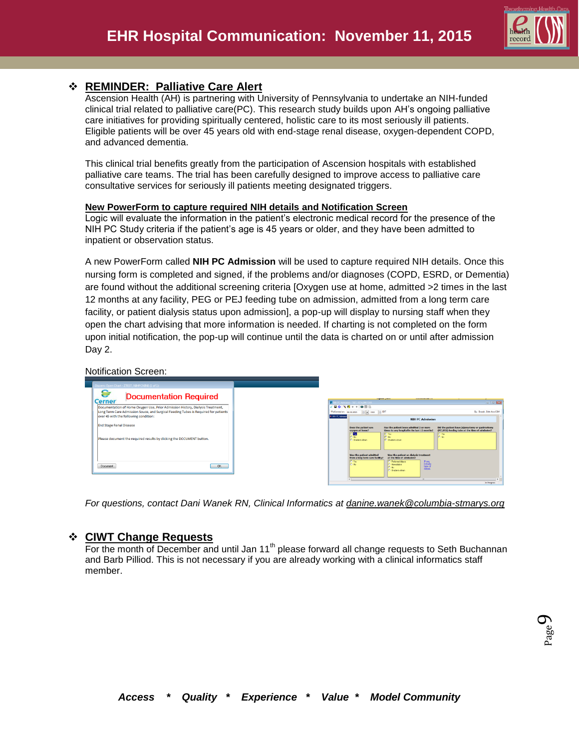# EHR Hospital Communication: November 11, 2015

## REMINDER: Palliative Care Alert

Ascension Health (AH) is partnering with University of Pennsylvania to undertake an NIH-funded clinical trial related to palliative care(PC). This research study builds upon AH's ongoing palliative care initiatives for providing spiritually centered, holistic care to its most seriously ill patients. Eligible patients will be over 45 years old with end-stage renal disease, oxygen-dependent COPD, and advanced dementia.

This clinical trial benefits greatly from the participation of Ascension hospitals with established palliative care teams. The trial has been carefully designed to improve access to palliative care consultative services for seriously ill patients meeting designated triggers.

### New PowerForm to capture required NIH details and Notification Screen

Logic will evaluate the information in the patient's electronic medical record for the presence of the NIH PC Study criteria if the patient's age is 45 years or older, and they have been admitted to inpatient or observation status.

A new PowerForm called **NIH PC Admission** will be used to capture required NIH details. Once this nursing form is completed and signed, if the problems and/or diagnoses (COPD, ESRD, or Dementia) are found without the additional screening criteria [Oxygen use at home, admitted >2 times in the last 12 months at any facility, PEG or PEJ feeding tube on admission, admitted from a long term care facility, or patient dialysis status upon admission], a pop-up will display to nursing staff when they open the chart advising that more information is needed. If charting is not completed on the form upon initial notification, the pop-up will continue until the data is charted on or until after admission Day 2.

Notification Screen:

*For questions, contact Dani Wanek RN, Clinical Informatics at danine.wanek@columbia-stmarys.org*

## CIWT Change Requests

For the month of December and until Jan 11th please forward all change requests to Seth Buchannan and Barb Pilliod. This is not necessary if you are already working with a clinical informatics staff member.

***Access * Quality * Experience * Value * Model Community***